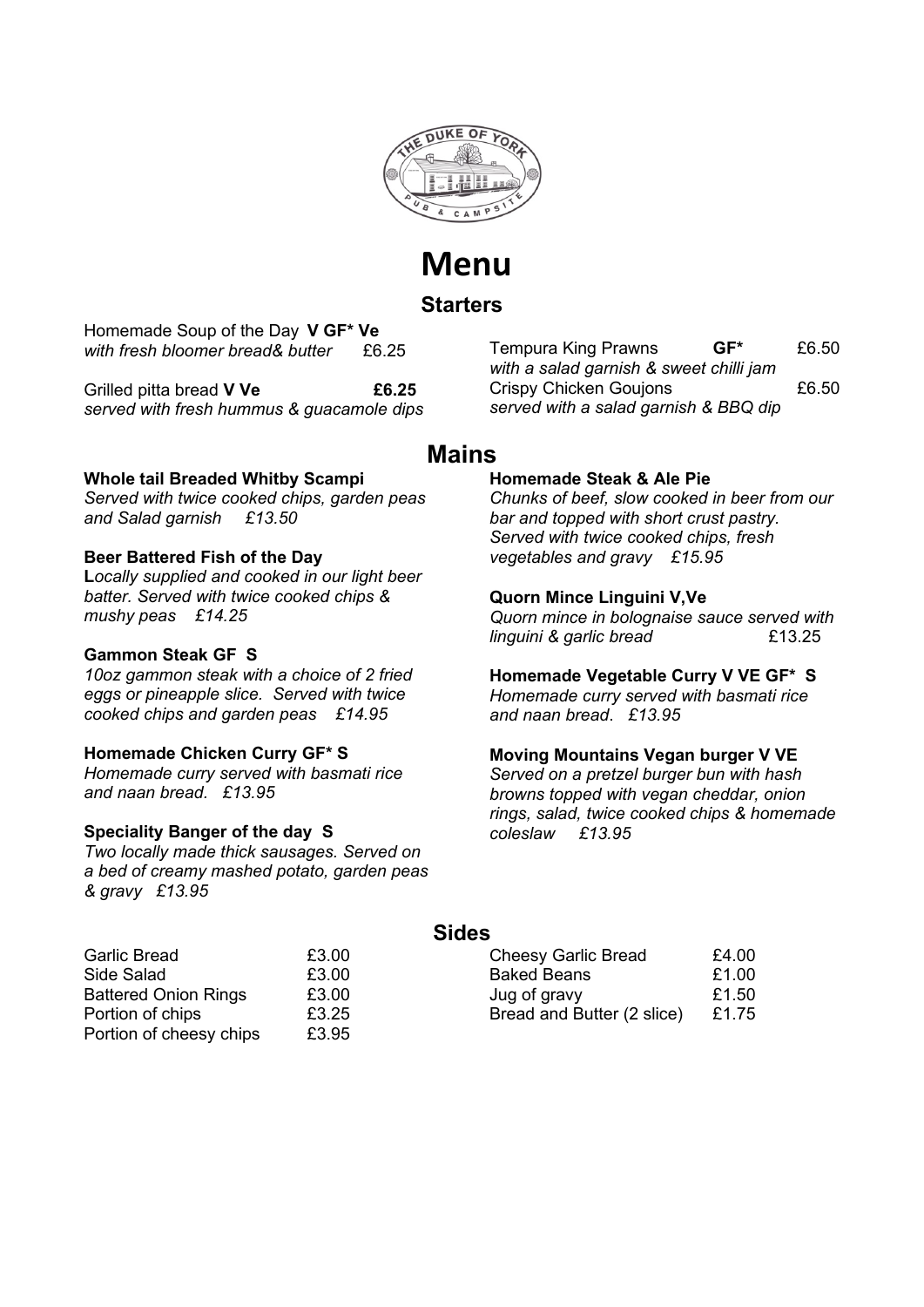# Menu

## Starters

Homemade Soup of the Day **V GF* Ve**
*with fresh bloomer bread& butter* £6.25

Grilled pitta bread **V Ve** **£6.25**
*served with fresh hummus & guacamole dips*

Tempura King Prawns **GF*** £6.50
*with a salad garnish & sweet chilli jam*

Crispy Chicken Goujons £6.50
*served with a salad garnish & BBQ dip*

## Mains

**Whole tail Breaded Whitby Scampi**
*Served with twice cooked chips, garden peas and Salad garnish £13.50*

**Beer Battered Fish of the Day**
**L***ocally supplied and cooked in our light beer batter. Served with twice cooked chips & mushy peas £14.25*

**Gammon Steak GF S**
*10oz gammon steak with a choice of 2 fried eggs or pineapple slice. Served with twice cooked chips and garden peas £14.95*

**Homemade Chicken Curry GF* S**
*Homemade curry served with basmati rice and naan bread. £13.95*

**Speciality Banger of the day S**
*Two locally made thick sausages. Served on a bed of creamy mashed potato, garden peas & gravy £13.95*

**Homemade Steak & Ale Pie**
*Chunks of beef, slow cooked in beer from our bar and topped with short crust pastry. Served with twice cooked chips, fresh vegetables and gravy £15.95*

**Quorn Mince Linguini V,Ve**
*Quorn mince in bolognaise sauce served with linguini & garlic bread* £13.25

**Homemade Vegetable Curry V VE GF* S**
*Homemade curry served with basmati rice and naan bread. £13.95*

**Moving Mountains Vegan burger V VE**
*Served on a pretzel burger bun with hash browns topped with vegan cheddar, onion rings, salad, twice cooked chips & homemade coleslaw £13.95*

## Sides

| | |
|---|---|
| Garlic Bread | £3.00 |
| Side Salad | £3.00 |
| Battered Onion Rings | £3.00 |
| Portion of chips | £3.25 |
| Portion of cheesy chips | £3.95 |
| Cheesy Garlic Bread | £4.00 |
| Baked Beans | £1.00 |
| Jug of gravy | £1.50 |
| Bread and Butter (2 slice) | £1.75 |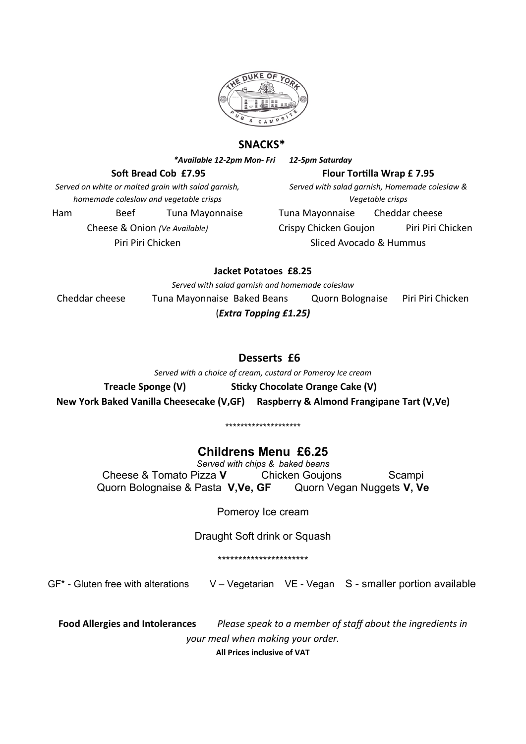## SNACKS*

*\*Available 12-2pm Mon- Fri   12-5pm Saturday*

### Soft Bread Cob £7.95

*Served on white or malted grain with salad garnish, homemade coleslaw and vegetable crisps*

Ham   Beef   Tuna Mayonnaise

Cheese & Onion *(Ve Available)*

Piri Piri Chicken

### Flour Tortilla Wrap £ 7.95

*Served with salad garnish, Homemade coleslaw & Vegetable crisps*

Tuna Mayonnaise   Cheddar cheese

Crispy Chicken Goujon   Piri Piri Chicken

Sliced Avocado & Hummus

### Jacket Potatoes £8.25

*Served with salad garnish and homemade coleslaw*

Cheddar cheese   Tuna Mayonnaise   Baked Beans   Quorn Bolognaise   Piri Piri Chicken

(***Extra Topping £1.25)***

## Desserts £6

*Served with a choice of cream, custard or Pomeroy Ice cream*

**Treacle Sponge (V)**   **Sticky Chocolate Orange Cake (V)**

**New York Baked Vanilla Cheesecake (V,GF)**   **Raspberry & Almond Frangipane Tart (V,Ve)**

********************

## Childrens Menu £6.25

*Served with chips & baked beans*

Cheese & Tomato Pizza **V**   Chicken Goujons   Scampi

Quorn Bolognaise & Pasta **V,Ve, GF**   Quorn Vegan Nuggets **V, Ve**

Pomeroy Ice cream

Draught Soft drink or Squash

**********************

GF* - Gluten free with alterations   V – Vegetarian   VE - Vegan   S - smaller portion available

**Food Allergies and Intolerances**   *Please speak to a member of staff about the ingredients in your meal when making your order.*

**All Prices inclusive of VAT**